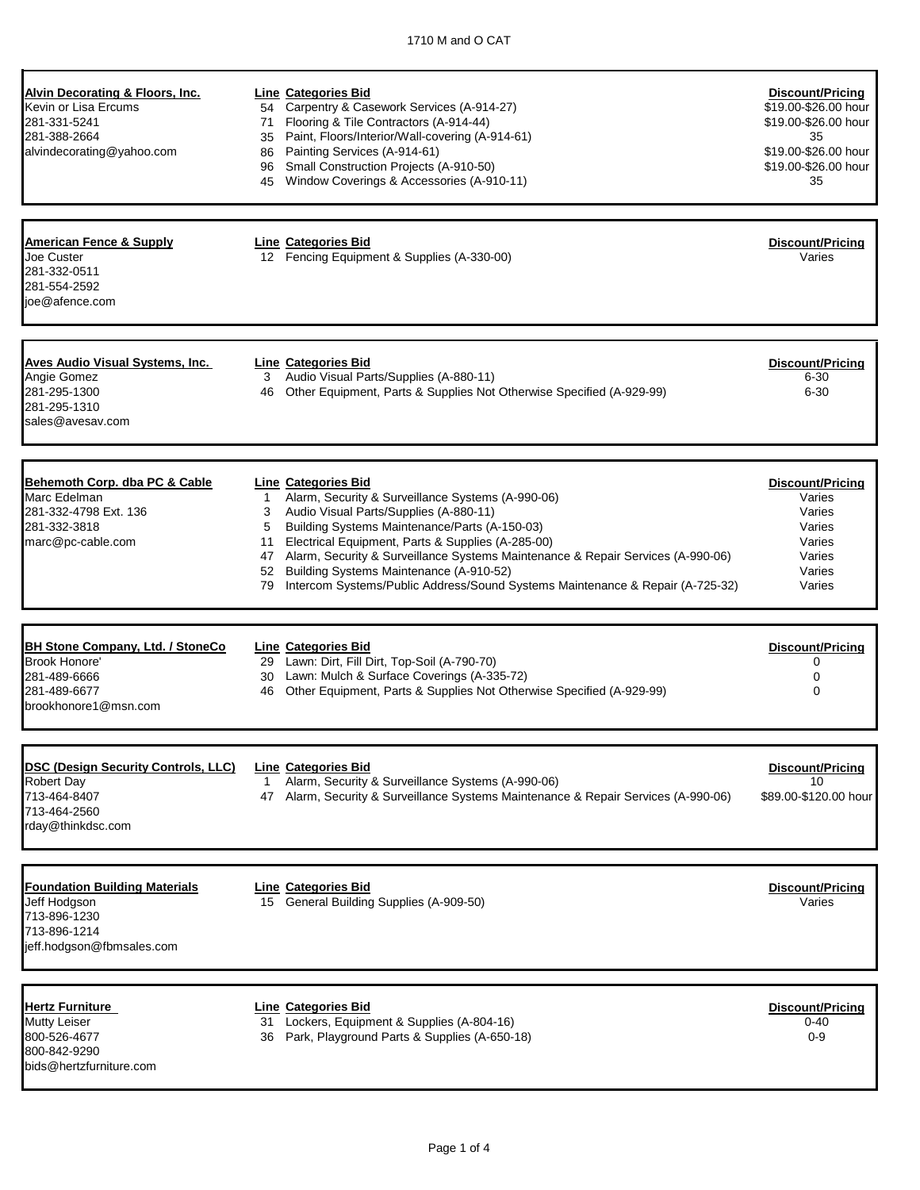# 1710 M and O CAT

**Alvin Decorating & Floors, Inc.**
Kevin or Lisa Ercums
281-331-5241
281-388-2664
alvindecorating@yahoo.com

| Line | Categories Bid | Discount/Pricing |
|---|---|---|
| 54 | Carpentry & Casework Services (A-914-27) | $19.00-$26.00 hour |
| 71 | Flooring & Tile Contractors (A-914-44) | $19.00-$26.00 hour |
| 35 | Paint, Floors/Interior/Wall-covering (A-914-61) | 35 |
| 86 | Painting Services (A-914-61) | $19.00-$26.00 hour |
| 96 | Small Construction Projects (A-910-50) | $19.00-$26.00 hour |
| 45 | Window Coverings & Accessories (A-910-11) | 35 |

**American Fence & Supply**
Joe Custer
281-332-0511
281-554-2592
joe@afence.com

| Line | Categories Bid | Discount/Pricing |
|---|---|---|
| 12 | Fencing Equipment & Supplies (A-330-00) | Varies |

**Aves Audio Visual Systems, Inc.**
Angie Gomez
281-295-1300
281-295-1310
sales@avesav.com

| Line | Categories Bid | Discount/Pricing |
|---|---|---|
| 3 | Audio Visual Parts/Supplies (A-880-11) | 6-30 |
| 46 | Other Equipment, Parts & Supplies Not Otherwise Specified (A-929-99) | 6-30 |

**Behemoth Corp. dba PC & Cable**
Marc Edelman
281-332-4798 Ext. 136
281-332-3818
marc@pc-cable.com

| Line | Categories Bid | Discount/Pricing |
|---|---|---|
| 1 | Alarm, Security & Surveillance Systems (A-990-06) | Varies |
| 3 | Audio Visual Parts/Supplies (A-880-11) | Varies |
| 5 | Building Systems Maintenance/Parts (A-150-03) | Varies |
| 11 | Electrical Equipment, Parts & Supplies (A-285-00) | Varies |
| 47 | Alarm, Security & Surveillance Systems Maintenance & Repair Services (A-990-06) | Varies |
| 52 | Building Systems Maintenance (A-910-52) | Varies |
| 79 | Intercom Systems/Public Address/Sound Systems Maintenance & Repair (A-725-32) | Varies |

**BH Stone Company, Ltd. / StoneCo**
Brook Honore'
281-489-6666
281-489-6677
brookhonore1@msn.com

| Line | Categories Bid | Discount/Pricing |
|---|---|---|
| 29 | Lawn: Dirt, Fill Dirt, Top-Soil (A-790-70) | 0 |
| 30 | Lawn: Mulch & Surface Coverings (A-335-72) | 0 |
| 46 | Other Equipment, Parts & Supplies Not Otherwise Specified (A-929-99) | 0 |

**DSC (Design Security Controls, LLC)**
Robert Day
713-464-8407
713-464-2560
rday@thinkdsc.com

| Line | Categories Bid | Discount/Pricing |
|---|---|---|
| 1 | Alarm, Security & Surveillance Systems (A-990-06) | 10 |
| 47 | Alarm, Security & Surveillance Systems Maintenance & Repair Services (A-990-06) | $89.00-$120.00 hour |

**Foundation Building Materials**
Jeff Hodgson
713-896-1230
713-896-1214
jeff.hodgson@fbmsales.com

| Line | Categories Bid | Discount/Pricing |
|---|---|---|
| 15 | General Building Supplies (A-909-50) | Varies |

**Hertz Furniture**
Mutty Leiser
800-526-4677
800-842-9290
bids@hertzfurniture.com

| Line | Categories Bid | Discount/Pricing |
|---|---|---|
| 31 | Lockers, Equipment & Supplies (A-804-16) | 0-40 |
| 36 | Park, Playground Parts & Supplies (A-650-18) | 0-9 |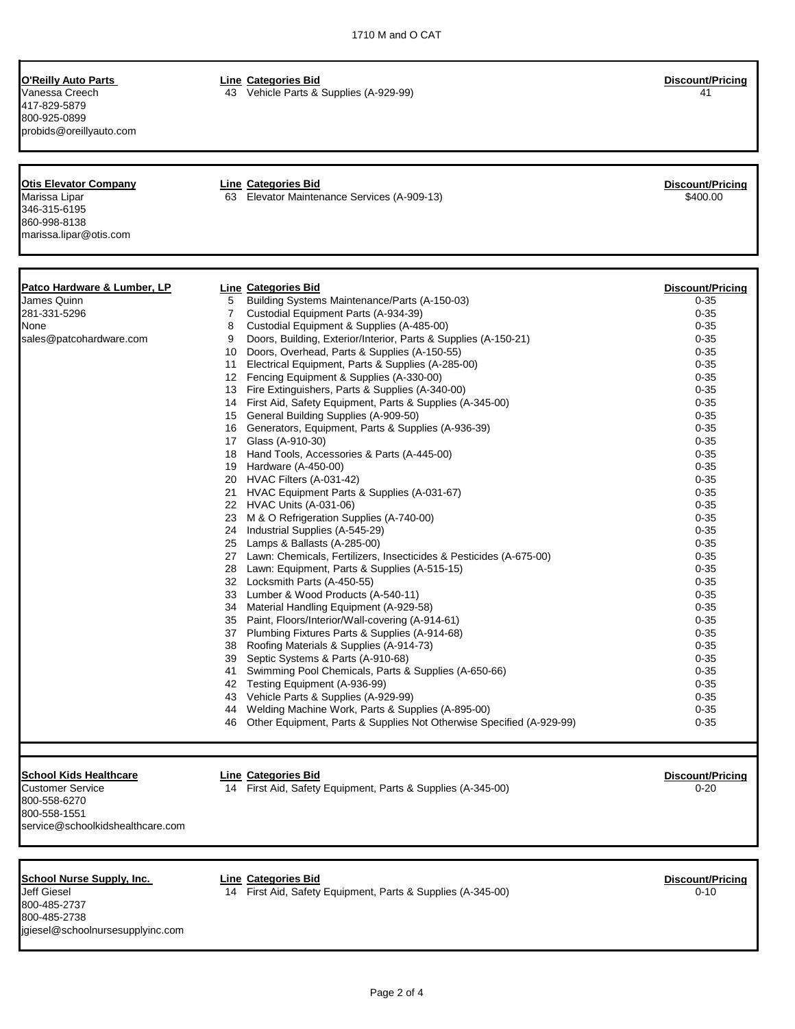1710 M and O CAT

**O'Reilly Auto Parts**
Vanessa Creech
417-829-5879
800-925-0899
probids@oreillyauto.com

| Line | Categories Bid | Discount/Pricing |
|---|---|---|
| 43 | Vehicle Parts & Supplies (A-929-99) | 41 |

**Otis Elevator Company**
Marissa Lipar
346-315-6195
860-998-8138
marissa.lipar@otis.com

| Line | Categories Bid | Discount/Pricing |
|---|---|---|
| 63 | Elevator Maintenance Services (A-909-13) | $400.00 |

**Patco Hardware & Lumber, LP**
James Quinn
281-331-5296
None
sales@patcohardware.com

| Line | Categories Bid | Discount/Pricing |
|---|---|---|
| 5 | Building Systems Maintenance/Parts (A-150-03) | 0-35 |
| 7 | Custodial Equipment Parts (A-934-39) | 0-35 |
| 8 | Custodial Equipment & Supplies (A-485-00) | 0-35 |
| 9 | Doors, Building, Exterior/Interior, Parts & Supplies (A-150-21) | 0-35 |
| 10 | Doors, Overhead, Parts & Supplies (A-150-55) | 0-35 |
| 11 | Electrical Equipment, Parts & Supplies (A-285-00) | 0-35 |
| 12 | Fencing Equipment & Supplies (A-330-00) | 0-35 |
| 13 | Fire Extinguishers, Parts & Supplies (A-340-00) | 0-35 |
| 14 | First Aid, Safety Equipment, Parts & Supplies (A-345-00) | 0-35 |
| 15 | General Building Supplies (A-909-50) | 0-35 |
| 16 | Generators, Equipment, Parts & Supplies (A-936-39) | 0-35 |
| 17 | Glass (A-910-30) | 0-35 |
| 18 | Hand Tools, Accessories & Parts (A-445-00) | 0-35 |
| 19 | Hardware (A-450-00) | 0-35 |
| 20 | HVAC Filters (A-031-42) | 0-35 |
| 21 | HVAC Equipment Parts & Supplies (A-031-67) | 0-35 |
| 22 | HVAC Units (A-031-06) | 0-35 |
| 23 | M & O Refrigeration Supplies (A-740-00) | 0-35 |
| 24 | Industrial Supplies (A-545-29) | 0-35 |
| 25 | Lamps & Ballasts (A-285-00) | 0-35 |
| 27 | Lawn: Chemicals, Fertilizers, Insecticides & Pesticides (A-675-00) | 0-35 |
| 28 | Lawn: Equipment, Parts & Supplies (A-515-15) | 0-35 |
| 32 | Locksmith Parts (A-450-55) | 0-35 |
| 33 | Lumber & Wood Products (A-540-11) | 0-35 |
| 34 | Material Handling Equipment (A-929-58) | 0-35 |
| 35 | Paint, Floors/Interior/Wall-covering (A-914-61) | 0-35 |
| 37 | Plumbing Fixtures Parts & Supplies (A-914-68) | 0-35 |
| 38 | Roofing Materials & Supplies (A-914-73) | 0-35 |
| 39 | Septic Systems & Parts (A-910-68) | 0-35 |
| 41 | Swimming Pool Chemicals, Parts & Supplies (A-650-66) | 0-35 |
| 42 | Testing Equipment (A-936-99) | 0-35 |
| 43 | Vehicle Parts & Supplies (A-929-99) | 0-35 |
| 44 | Welding Machine Work, Parts & Supplies (A-895-00) | 0-35 |
| 46 | Other Equipment, Parts & Supplies Not Otherwise Specified (A-929-99) | 0-35 |

**School Kids Healthcare**
Customer Service
800-558-6270
800-558-1551
service@schoolkidshealthcare.com

| Line | Categories Bid | Discount/Pricing |
|---|---|---|
| 14 | First Aid, Safety Equipment, Parts & Supplies (A-345-00) | 0-20 |

**School Nurse Supply, Inc.**
Jeff Giesel
800-485-2737
800-485-2738
jgiesel@schoolnursesupplyinc.com

| Line | Categories Bid | Discount/Pricing |
|---|---|---|
| 14 | First Aid, Safety Equipment, Parts & Supplies (A-345-00) | 0-10 |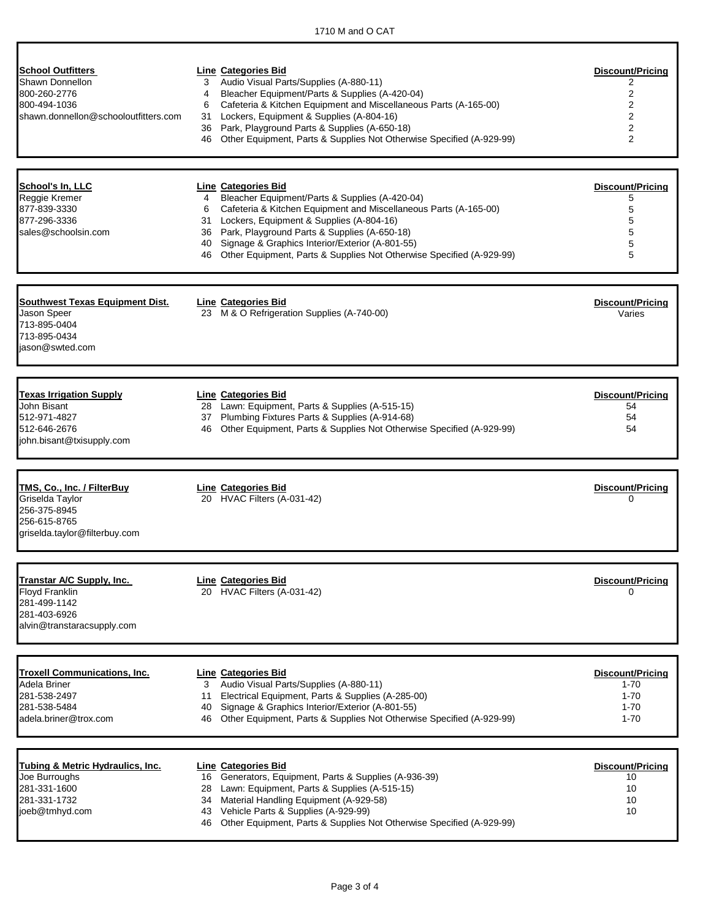| Vendor | Line | Categories Bid | Discount/Pricing |
|---|---|---|---|
| **School Outfitters** | 3 | Audio Visual Parts/Supplies (A-880-11) | 2 |
| Shawn Donnellon | 4 | Bleacher Equipment/Parts & Supplies (A-420-04) | 2 |
| 800-260-2776 | 6 | Cafeteria & Kitchen Equipment and Miscellaneous Parts (A-165-00) | 2 |
| 800-494-1036 | 31 | Lockers, Equipment & Supplies (A-804-16) | 2 |
| shawn.donnellon@schooloutfitters.com | 36 | Park, Playground Parts & Supplies (A-650-18) | 2 |
| | 46 | Other Equipment, Parts & Supplies Not Otherwise Specified (A-929-99) | 2 |

| Vendor | Line | Categories Bid | Discount/Pricing |
|---|---|---|---|
| **School's In, LLC** | 4 | Bleacher Equipment/Parts & Supplies (A-420-04) | 5 |
| Reggie Kremer | 6 | Cafeteria & Kitchen Equipment and Miscellaneous Parts (A-165-00) | 5 |
| 877-839-3330 | 31 | Lockers, Equipment & Supplies (A-804-16) | 5 |
| 877-296-3336 | 36 | Park, Playground Parts & Supplies (A-650-18) | 5 |
| sales@schoolsin.com | 40 | Signage & Graphics Interior/Exterior (A-801-55) | 5 |
| | 46 | Other Equipment, Parts & Supplies Not Otherwise Specified (A-929-99) | 5 |

| Vendor | Line | Categories Bid | Discount/Pricing |
|---|---|---|---|
| **Southwest Texas Equipment Dist.** | 23 | M & O Refrigeration Supplies (A-740-00) | Varies |
| Jason Speer | | | |
| 713-895-0404 | | | |
| 713-895-0434 | | | |
| jason@swted.com | | | |

| Vendor | Line | Categories Bid | Discount/Pricing |
|---|---|---|---|
| **Texas Irrigation Supply** | 28 | Lawn: Equipment, Parts & Supplies (A-515-15) | 54 |
| John Bisant | 37 | Plumbing Fixtures Parts & Supplies (A-914-68) | 54 |
| 512-971-4827 | 46 | Other Equipment, Parts & Supplies Not Otherwise Specified (A-929-99) | 54 |
| 512-646-2676 | | | |
| john.bisant@txisupply.com | | | |

| Vendor | Line | Categories Bid | Discount/Pricing |
|---|---|---|---|
| **TMS, Co., Inc. / FilterBuy** | 20 | HVAC Filters (A-031-42) | 0 |
| Griselda Taylor | | | |
| 256-375-8945 | | | |
| 256-615-8765 | | | |
| griselda.taylor@filterbuy.com | | | |

| Vendor | Line | Categories Bid | Discount/Pricing |
|---|---|---|---|
| **Transtar A/C Supply, Inc.** | 20 | HVAC Filters (A-031-42) | 0 |
| Floyd Franklin | | | |
| 281-499-1142 | | | |
| 281-403-6926 | | | |
| alvin@transtaracsupply.com | | | |

| Vendor | Line | Categories Bid | Discount/Pricing |
|---|---|---|---|
| **Troxell Communications, Inc.** | 3 | Audio Visual Parts/Supplies (A-880-11) | 1-70 |
| Adela Briner | 11 | Electrical Equipment, Parts & Supplies (A-285-00) | 1-70 |
| 281-538-2497 | 40 | Signage & Graphics Interior/Exterior (A-801-55) | 1-70 |
| 281-538-5484 | 46 | Other Equipment, Parts & Supplies Not Otherwise Specified (A-929-99) | 1-70 |
| adela.briner@trox.com | | | |

| Vendor | Line | Categories Bid | Discount/Pricing |
|---|---|---|---|
| **Tubing & Metric Hydraulics, Inc.** | 16 | Generators, Equipment, Parts & Supplies (A-936-39) | 10 |
| Joe Burroughs | 28 | Lawn: Equipment, Parts & Supplies (A-515-15) | 10 |
| 281-331-1600 | 34 | Material Handling Equipment (A-929-58) | 10 |
| 281-331-1732 | 43 | Vehicle Parts & Supplies (A-929-99) | 10 |
| joeb@tmhyd.com | 46 | Other Equipment, Parts & Supplies Not Otherwise Specified (A-929-99) | |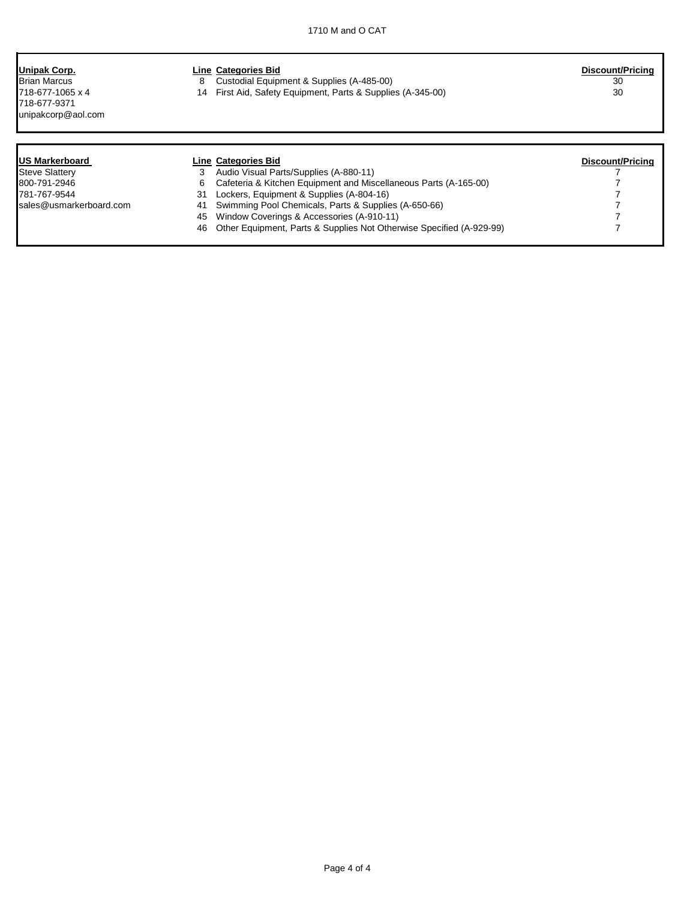| Vendor | Line | Categories Bid | Discount/Pricing |
|---|---|---|---|
| **Unipak Corp.** | 8 | Custodial Equipment & Supplies (A-485-00) | 30 |
| Brian Marcus | 14 | First Aid, Safety Equipment, Parts & Supplies (A-345-00) | 30 |
| 718-677-1065 x 4 | | | |
| 718-677-9371 | | | |
| unipakcorp@aol.com | | | |

| Vendor | Line | Categories Bid | Discount/Pricing |
|---|---|---|---|
| **US Markerboard** | 3 | Audio Visual Parts/Supplies (A-880-11) | 7 |
| Steve Slattery | 6 | Cafeteria & Kitchen Equipment and Miscellaneous Parts (A-165-00) | 7 |
| 800-791-2946 | 31 | Lockers, Equipment & Supplies (A-804-16) | 7 |
| 781-767-9544 | 41 | Swimming Pool Chemicals, Parts & Supplies (A-650-66) | 7 |
| sales@usmarkerboard.com | 45 | Window Coverings & Accessories (A-910-11) | 7 |
| | 46 | Other Equipment, Parts & Supplies Not Otherwise Specified (A-929-99) | 7 |